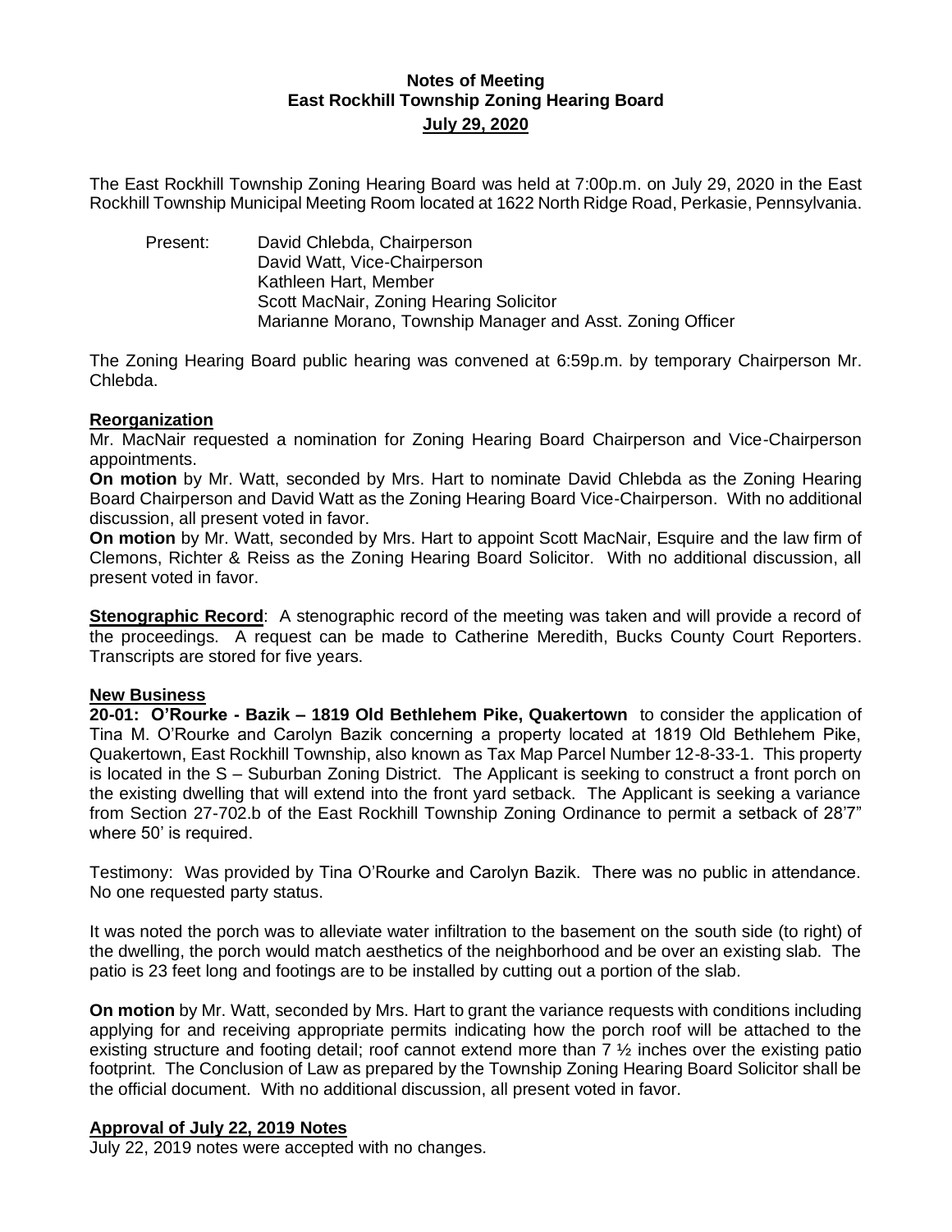# Notes of Meeting
## East Rockhill Township Zoning Hearing Board
### July 29, 2020

The East Rockhill Township Zoning Hearing Board was held at 7:00p.m. on July 29, 2020 in the East Rockhill Township Municipal Meeting Room located at 1622 North Ridge Road, Perkasie, Pennsylvania.

Present: David Chlebda, Chairperson
David Watt, Vice-Chairperson
Kathleen Hart, Member
Scott MacNair, Zoning Hearing Solicitor
Marianne Morano, Township Manager and Asst. Zoning Officer

The Zoning Hearing Board public hearing was convened at 6:59p.m. by temporary Chairperson Mr. Chlebda.

**Reorganization**

Mr. MacNair requested a nomination for Zoning Hearing Board Chairperson and Vice-Chairperson appointments.

**On motion** by Mr. Watt, seconded by Mrs. Hart to nominate David Chlebda as the Zoning Hearing Board Chairperson and David Watt as the Zoning Hearing Board Vice-Chairperson. With no additional discussion, all present voted in favor.

**On motion** by Mr. Watt, seconded by Mrs. Hart to appoint Scott MacNair, Esquire and the law firm of Clemons, Richter & Reiss as the Zoning Hearing Board Solicitor. With no additional discussion, all present voted in favor.

**Stenographic Record**: A stenographic record of the meeting was taken and will provide a record of the proceedings. A request can be made to Catherine Meredith, Bucks County Court Reporters. Transcripts are stored for five years.

**New Business**

**20-01: O'Rourke - Bazik – 1819 Old Bethlehem Pike, Quakertown** to consider the application of Tina M. O'Rourke and Carolyn Bazik concerning a property located at 1819 Old Bethlehem Pike, Quakertown, East Rockhill Township, also known as Tax Map Parcel Number 12-8-33-1. This property is located in the S – Suburban Zoning District. The Applicant is seeking to construct a front porch on the existing dwelling that will extend into the front yard setback. The Applicant is seeking a variance from Section 27-702.b of the East Rockhill Township Zoning Ordinance to permit a setback of 28'7" where 50' is required.

Testimony: Was provided by Tina O'Rourke and Carolyn Bazik. There was no public in attendance. No one requested party status.

It was noted the porch was to alleviate water infiltration to the basement on the south side (to right) of the dwelling, the porch would match aesthetics of the neighborhood and be over an existing slab. The patio is 23 feet long and footings are to be installed by cutting out a portion of the slab.

**On motion** by Mr. Watt, seconded by Mrs. Hart to grant the variance requests with conditions including applying for and receiving appropriate permits indicating how the porch roof will be attached to the existing structure and footing detail; roof cannot extend more than 7 ½ inches over the existing patio footprint. The Conclusion of Law as prepared by the Township Zoning Hearing Board Solicitor shall be the official document. With no additional discussion, all present voted in favor.

**Approval of July 22, 2019 Notes**

July 22, 2019 notes were accepted with no changes.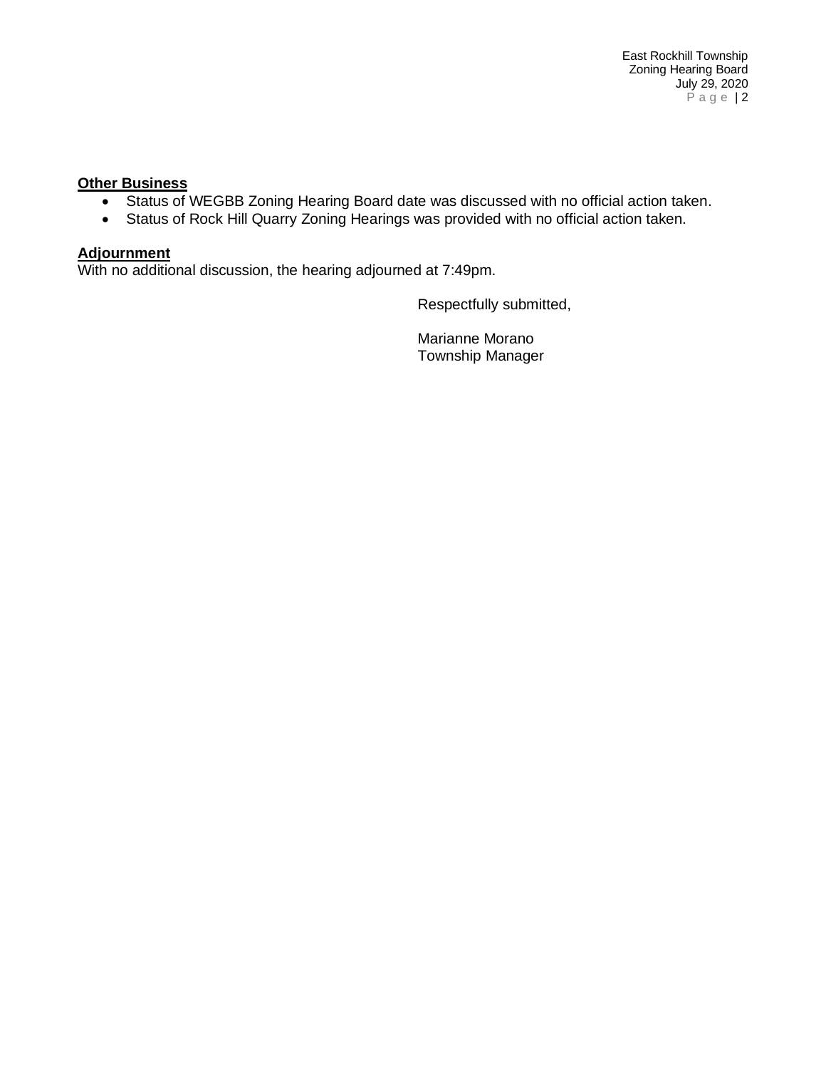**Other Business**

- Status of WEGBB Zoning Hearing Board date was discussed with no official action taken.
- Status of Rock Hill Quarry Zoning Hearings was provided with no official action taken.

**Adjournment**

With no additional discussion, the hearing adjourned at 7:49pm.

Respectfully submitted,

Marianne Morano
Township Manager